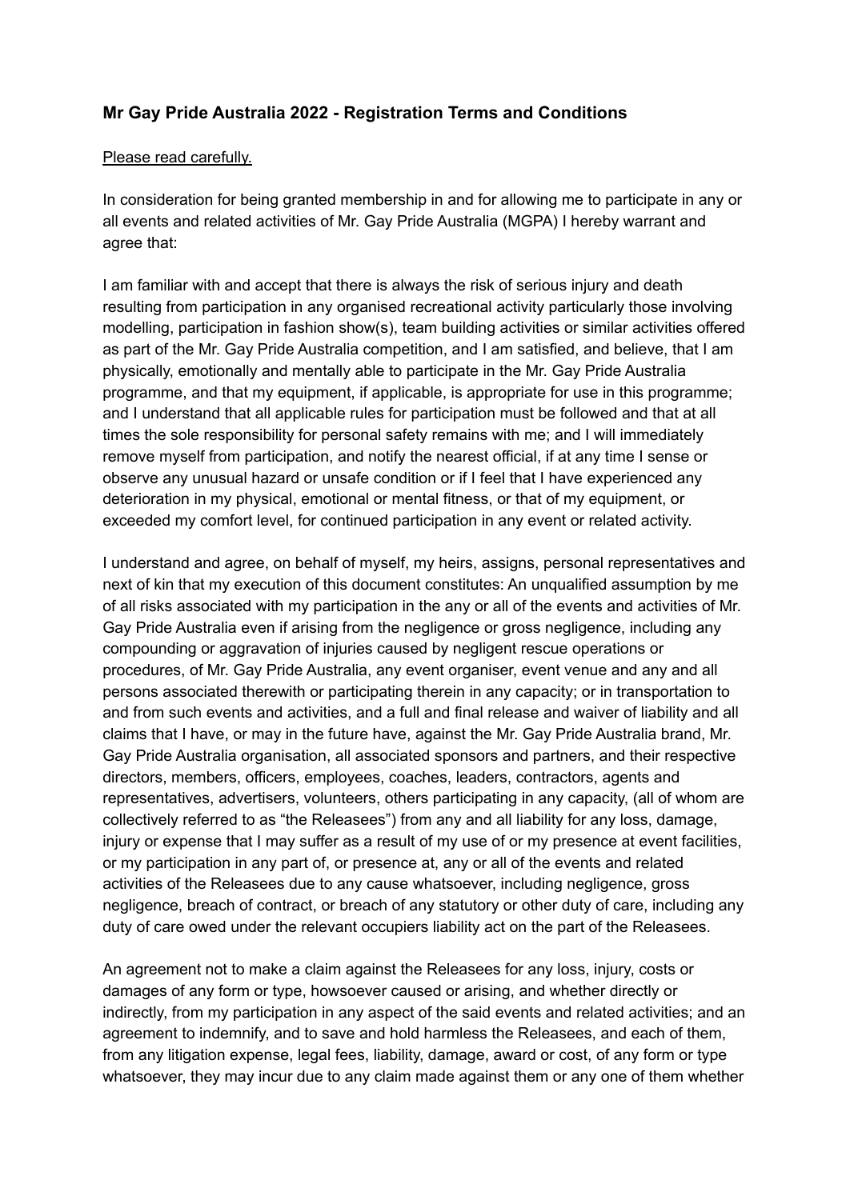**Mr Gay Pride Australia 2022 - Registration Terms and Conditions**

Please read carefully.

In consideration for being granted membership in and for allowing me to participate in any or all events and related activities of Mr. Gay Pride Australia (MGPA) I hereby warrant and agree that:

I am familiar with and accept that there is always the risk of serious injury and death resulting from participation in any organised recreational activity particularly those involving modelling, participation in fashion show(s), team building activities or similar activities offered as part of the Mr. Gay Pride Australia competition, and I am satisfied, and believe, that I am physically, emotionally and mentally able to participate in the Mr. Gay Pride Australia programme, and that my equipment, if applicable, is appropriate for use in this programme; and I understand that all applicable rules for participation must be followed and that at all times the sole responsibility for personal safety remains with me; and I will immediately remove myself from participation, and notify the nearest official, if at any time I sense or observe any unusual hazard or unsafe condition or if I feel that I have experienced any deterioration in my physical, emotional or mental fitness, or that of my equipment, or exceeded my comfort level, for continued participation in any event or related activity.

I understand and agree, on behalf of myself, my heirs, assigns, personal representatives and next of kin that my execution of this document constitutes: An unqualified assumption by me of all risks associated with my participation in the any or all of the events and activities of Mr. Gay Pride Australia even if arising from the negligence or gross negligence, including any compounding or aggravation of injuries caused by negligent rescue operations or procedures, of Mr. Gay Pride Australia, any event organiser, event venue and any and all persons associated therewith or participating therein in any capacity; or in transportation to and from such events and activities, and a full and final release and waiver of liability and all claims that I have, or may in the future have, against the Mr. Gay Pride Australia brand, Mr. Gay Pride Australia organisation, all associated sponsors and partners, and their respective directors, members, officers, employees, coaches, leaders, contractors, agents and representatives, advertisers, volunteers, others participating in any capacity, (all of whom are collectively referred to as "the Releasees") from any and all liability for any loss, damage, injury or expense that I may suffer as a result of my use of or my presence at event facilities, or my participation in any part of, or presence at, any or all of the events and related activities of the Releasees due to any cause whatsoever, including negligence, gross negligence, breach of contract, or breach of any statutory or other duty of care, including any duty of care owed under the relevant occupiers liability act on the part of the Releasees.

An agreement not to make a claim against the Releasees for any loss, injury, costs or damages of any form or type, howsoever caused or arising, and whether directly or indirectly, from my participation in any aspect of the said events and related activities; and an agreement to indemnify, and to save and hold harmless the Releasees, and each of them, from any litigation expense, legal fees, liability, damage, award or cost, of any form or type whatsoever, they may incur due to any claim made against them or any one of them whether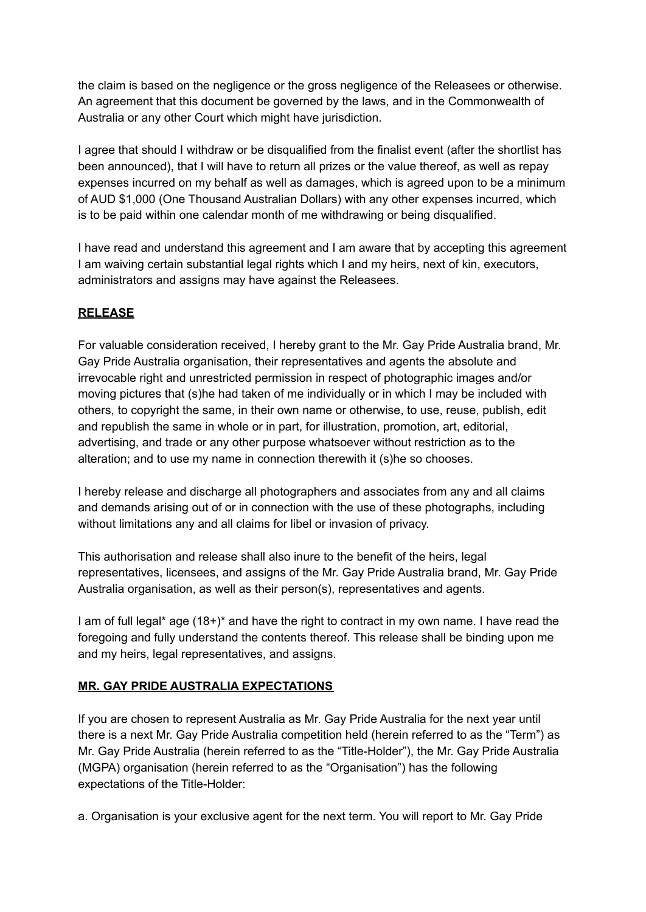the claim is based on the negligence or the gross negligence of the Releasees or otherwise. An agreement that this document be governed by the laws, and in the Commonwealth of Australia or any other Court which might have jurisdiction.

I agree that should I withdraw or be disqualified from the finalist event (after the shortlist has been announced), that I will have to return all prizes or the value thereof, as well as repay expenses incurred on my behalf as well as damages, which is agreed upon to be a minimum of AUD $1,000 (One Thousand Australian Dollars) with any other expenses incurred, which is to be paid within one calendar month of me withdrawing or being disqualified.

I have read and understand this agreement and I am aware that by accepting this agreement I am waiving certain substantial legal rights which I and my heirs, next of kin, executors, administrators and assigns may have against the Releasees.

**RELEASE**

For valuable consideration received, I hereby grant to the Mr. Gay Pride Australia brand, Mr. Gay Pride Australia organisation, their representatives and agents the absolute and irrevocable right and unrestricted permission in respect of photographic images and/or moving pictures that (s)he had taken of me individually or in which I may be included with others, to copyright the same, in their own name or otherwise, to use, reuse, publish, edit and republish the same in whole or in part, for illustration, promotion, art, editorial, advertising, and trade or any other purpose whatsoever without restriction as to the alteration; and to use my name in connection therewith it (s)he so chooses.

I hereby release and discharge all photographers and associates from any and all claims and demands arising out of or in connection with the use of these photographs, including without limitations any and all claims for libel or invasion of privacy.

This authorisation and release shall also inure to the benefit of the heirs, legal representatives, licensees, and assigns of the Mr. Gay Pride Australia brand, Mr. Gay Pride Australia organisation, as well as their person(s), representatives and agents.

I am of full legal* age (18+)* and have the right to contract in my own name. I have read the foregoing and fully understand the contents thereof. This release shall be binding upon me and my heirs, legal representatives, and assigns.

**MR. GAY PRIDE AUSTRALIA EXPECTATIONS**

If you are chosen to represent Australia as Mr. Gay Pride Australia for the next year until there is a next Mr. Gay Pride Australia competition held (herein referred to as the "Term") as Mr. Gay Pride Australia (herein referred to as the "Title-Holder"), the Mr. Gay Pride Australia (MGPA) organisation (herein referred to as the "Organisation") has the following expectations of the Title-Holder:

a. Organisation is your exclusive agent for the next term. You will report to Mr. Gay Pride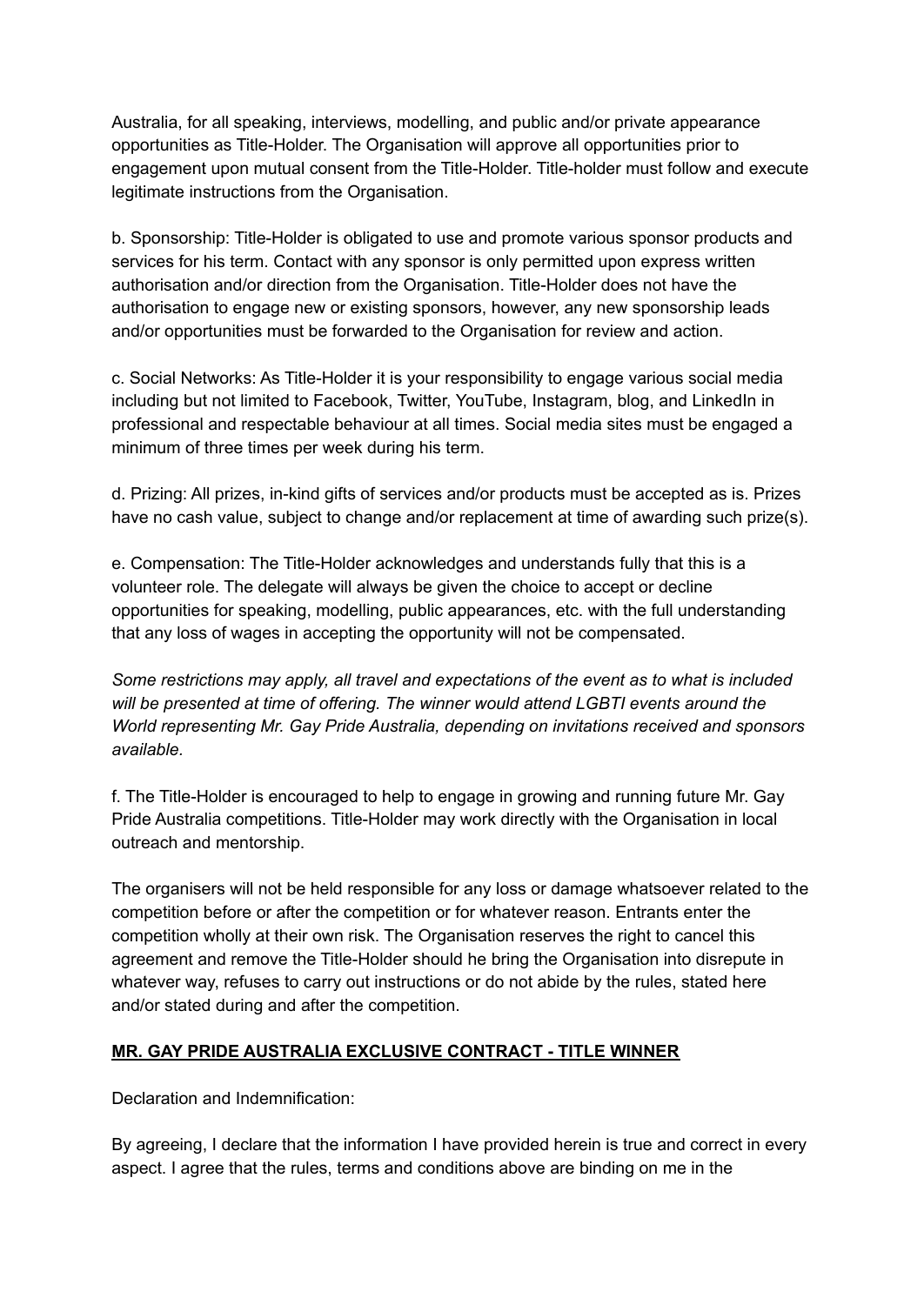Australia, for all speaking, interviews, modelling, and public and/or private appearance opportunities as Title-Holder. The Organisation will approve all opportunities prior to engagement upon mutual consent from the Title-Holder. Title-holder must follow and execute legitimate instructions from the Organisation.

b. Sponsorship: Title-Holder is obligated to use and promote various sponsor products and services for his term. Contact with any sponsor is only permitted upon express written authorisation and/or direction from the Organisation. Title-Holder does not have the authorisation to engage new or existing sponsors, however, any new sponsorship leads and/or opportunities must be forwarded to the Organisation for review and action.

c. Social Networks: As Title-Holder it is your responsibility to engage various social media including but not limited to Facebook, Twitter, YouTube, Instagram, blog, and LinkedIn in professional and respectable behaviour at all times. Social media sites must be engaged a minimum of three times per week during his term.

d. Prizing: All prizes, in-kind gifts of services and/or products must be accepted as is. Prizes have no cash value, subject to change and/or replacement at time of awarding such prize(s).

e. Compensation: The Title-Holder acknowledges and understands fully that this is a volunteer role. The delegate will always be given the choice to accept or decline opportunities for speaking, modelling, public appearances, etc. with the full understanding that any loss of wages in accepting the opportunity will not be compensated.

*Some restrictions may apply, all travel and expectations of the event as to what is included will be presented at time of offering. The winner would attend LGBTI events around the World representing Mr. Gay Pride Australia, depending on invitations received and sponsors available.*

f. The Title-Holder is encouraged to help to engage in growing and running future Mr. Gay Pride Australia competitions. Title-Holder may work directly with the Organisation in local outreach and mentorship.

The organisers will not be held responsible for any loss or damage whatsoever related to the competition before or after the competition or for whatever reason. Entrants enter the competition wholly at their own risk. The Organisation reserves the right to cancel this agreement and remove the Title-Holder should he bring the Organisation into disrepute in whatever way, refuses to carry out instructions or do not abide by the rules, stated here and/or stated during and after the competition.

**MR. GAY PRIDE AUSTRALIA EXCLUSIVE CONTRACT - TITLE WINNER**

Declaration and Indemnification:

By agreeing, I declare that the information I have provided herein is true and correct in every aspect. I agree that the rules, terms and conditions above are binding on me in the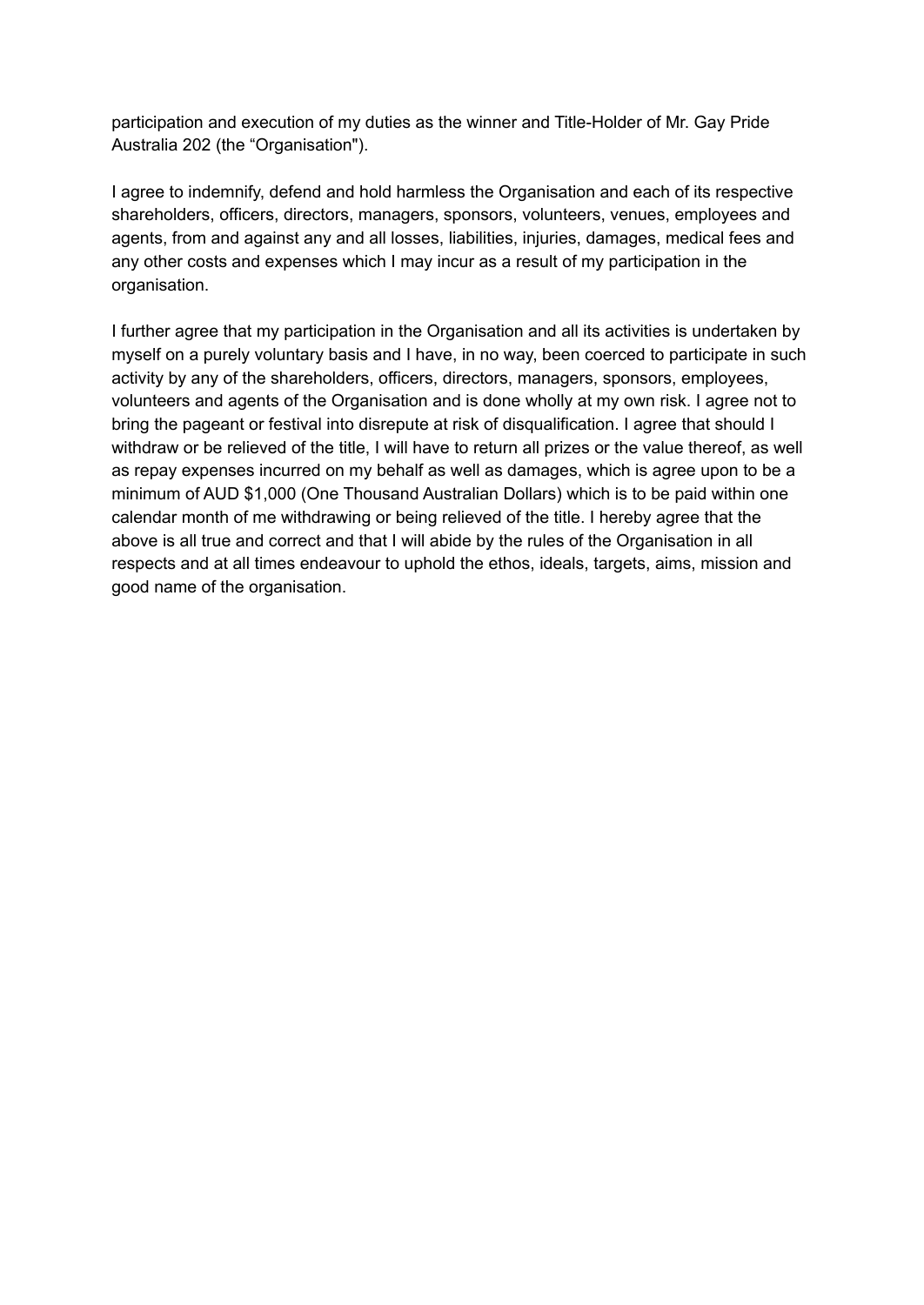participation and execution of my duties as the winner and Title-Holder of Mr. Gay Pride Australia 202 (the "Organisation").

I agree to indemnify, defend and hold harmless the Organisation and each of its respective shareholders, officers, directors, managers, sponsors, volunteers, venues, employees and agents, from and against any and all losses, liabilities, injuries, damages, medical fees and any other costs and expenses which I may incur as a result of my participation in the organisation.

I further agree that my participation in the Organisation and all its activities is undertaken by myself on a purely voluntary basis and I have, in no way, been coerced to participate in such activity by any of the shareholders, officers, directors, managers, sponsors, employees, volunteers and agents of the Organisation and is done wholly at my own risk. I agree not to bring the pageant or festival into disrepute at risk of disqualification. I agree that should I withdraw or be relieved of the title, I will have to return all prizes or the value thereof, as well as repay expenses incurred on my behalf as well as damages, which is agree upon to be a minimum of AUD $1,000 (One Thousand Australian Dollars) which is to be paid within one calendar month of me withdrawing or being relieved of the title. I hereby agree that the above is all true and correct and that I will abide by the rules of the Organisation in all respects and at all times endeavour to uphold the ethos, ideals, targets, aims, mission and good name of the organisation.